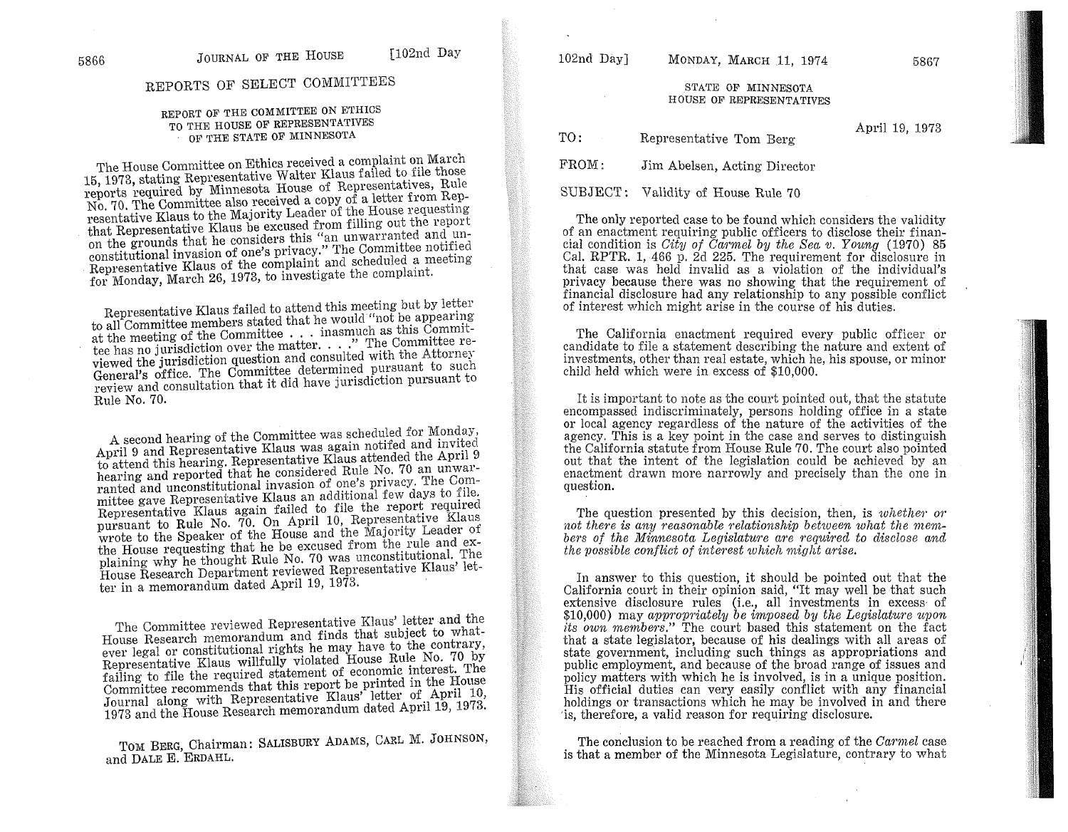## REPORTS OF SELECT COMMITTEES

### REPORT OF THE COMMITTEE ON ETHICS TO THE HOUSE OF REPRESENTATIVES OF THE STATE OF MINNESOTA

The House Committee on Ethics received a complaint on March 15, 1973, stating Representative Walter Klaus failed to file those reports required by Minnesota House of Representatives, Rule No. 70. The Committee also received a copy of a letter from Representative Klaus to the Majority Leader of the House requesting that Representative Klaus be excused from filling out the report on the grounds that he considers this "an unwarranted and unconstitutional invasion of one's privacy." The Committee notified Representative Klaus of the complaint and scheduled a meeting for Monday, March 26, 1973, to investigate the complaint.

Representative Klaus failed to attend this meeting but by letter to all Committee members stated that he would "not be appearing at the meeting of the Committee . . . inasmuch as this Committee has no jurisdiction over the matter. . . ." The Committee reviewed the jurisdiction question and consulted with the Attorney General's office. The Committee determined pursuant to such review and consultation that it did have jurisdiction pursuant to Rule No. 70.

A second hearing of the Committee was scheduled for Monday, April 9 and Representative Klaus was again notified and invited to attend this hearing. Representative Klaus attended the April 9 hearing and reported that he considered Rule No. 70 an unwarranted and unconstitutional invasion of one's privacy. The Committee gave Representative Klaus an additional few days to file. Representative Klaus again failed to file the report required pursuant to Rule No. 70. On April 10, Representative Klaus wrote to the Speaker of the House and the Majority Leader of the House requesting that he be excused from the rule and explaining why he thought Rule No. 70 was unconstitutional. The House Research Department reviewed Representative Klaus' letter in a memorandum dated April 19, 1973.

The Committee reviewed Representative Klaus' letter and the House Research memorandum and finds that subject to whatever legal or constitutional rights he may have to the contrary, Representative Klaus willfully violated House Rule No. 70 by failing to file the required statement of economic interest. The Committee recommends that this report be printed in the House Journal along with Representative Klaus' letter of April 10, 1973 and the House Research memorandum dated April 19, 1973.

TOM BERG, Chairman: SALISBURY ADAMS, CARL M. JOHNSON, and DALE E. ERDAHL.

STATE OF MINNESOTA
HOUSE OF REPRESENTATIVES

April 19, 1973

TO: Representative Tom Berg

FROM: Jim Abelsen, Acting Director

SUBJECT: Validity of House Rule 70

The only reported case to be found which considers the validity of an enactment requiring public officers to disclose their financial condition is *City of Carmel by the Sea v. Young* (1970) 85 Cal. RPTR. 1, 466 p. 2d 225. The requirement for disclosure in that case was held invalid as a violation of the individual's privacy because there was no showing that the requirement of financial disclosure had any relationship to any possible conflict of interest which might arise in the course of his duties.

The California enactment required every public officer or candidate to file a statement describing the nature and extent of investments, other than real estate, which he, his spouse, or minor child held which were in excess of $10,000.

It is important to note as the court pointed out, that the statute encompassed indiscriminately, persons holding office in a state or local agency regardless of the nature of the activities of the agency. This is a key point in the case and serves to distinguish the California statute from House Rule 70. The court also pointed out that the intent of the legislation could be achieved by an enactment drawn more narrowly and precisely than the one in question.

The question presented by this decision, then, is *whether or not there is any reasonable relationship between what the members of the Minnesota Legislature are required to disclose and the possible conflict of interest which might arise.*

In answer to this question, it should be pointed out that the California court in their opinion said, "It may well be that such extensive disclosure rules (i.e., all investments in excess of $10,000) may *appropriately be imposed by the Legislature upon its own members.*" The court based this statement on the fact that a state legislator, because of his dealings with all areas of state government, including such things as appropriations and public employment, and because of the broad range of issues and policy matters with which he is involved, is in a unique position. His official duties can very easily conflict with any financial holdings or transactions which he may be involved in and there is, therefore, a valid reason for requiring disclosure.

The conclusion to be reached from a reading of the *Carmel* case is that a member of the Minnesota Legislature, contrary to what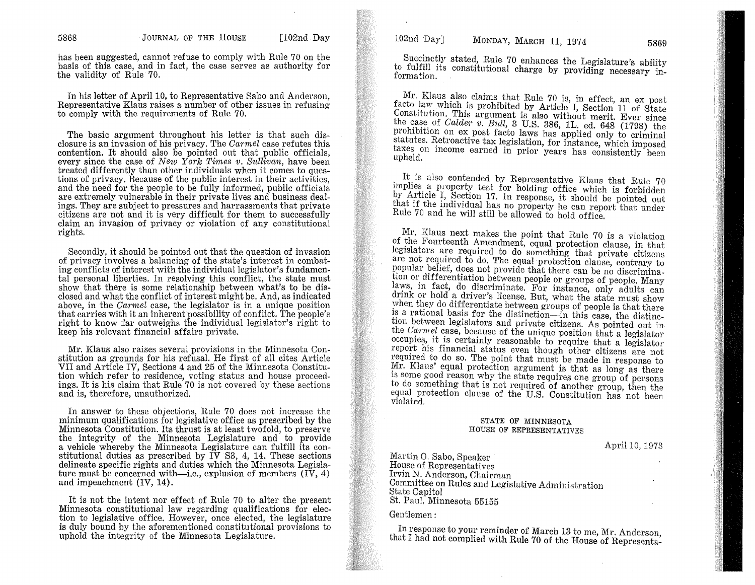has been suggested, cannot refuse to comply with Rule 70 on the basis of this case, and in fact, the case serves as authority for the validity of Rule 70.

In his letter of April 10, to Representative Sabo and Anderson, Representative Klaus raises a number of other issues in refusing to comply with the requirements of Rule 70.

The basic argument throughout his letter is that such disclosure is an invasion of his privacy. The *Carmel* case refutes this contention. It should also be pointed out that public officials, every since the case of *New York Times v. Sullivan,* have been treated differently than other individuals when it comes to questions of privacy. Because of the public interest in their activities, and the need for the people to be fully informed, public officials are extremely vulnerable in their private lives and business dealings. They are subject to pressures and harrassments that private citizens are not and it is very difficult for them to successfully claim an invasion of privacy or violation of any constitutional rights.

Secondly, it should be pointed out that the question of invasion of privacy involves a balancing of the state's interest in combating conflicts of interest with the individual legislator's fundamental personal liberties. In resolving this conflict, the state must show that there is some relationship between what's to be disclosed and what the conflict of interest might be. And, as indicated above, in the *Carmel* case, the legislator is in a unique position that carries with it an inherent possibility of conflict. The people's right to know far outweighs the individual legislator's right to keep his relevant financial affairs private.

Mr. Klaus also raises several provisions in the Minnesota Constitution as grounds for his refusal. He first of all cites Article VII and Article IV, Sections 4 and 25 of the Minnesota Constitution which refer to residence, voting status and house proceedings. It is his claim that Rule 70 is not covered by these sections and is, therefore, unauthorized.

In answer to these objections, Rule 70 does not increase the minimum qualifications for legislative office as prescribed by the Minnesota Constitution. Its thrust is at least twofold, to preserve the integrity of the Minnesota Legislature and to provide a vehicle whereby the Minnesota Legislature can fulfill its constitutional duties as prescribed by IV S3, 4, 14. These sections delineate specific rights and duties which the Minnesota Legislature must be concerned with—i.e., explusion of members (IV, 4) and impeachment (IV, 14).

It is not the intent nor effect of Rule 70 to alter the present Minnesota constitutional law regarding qualifications for election to legislative office. However, once elected, the legislature is duly bound by the aforementioned constitutional provisions to uphold the integrity of the Minnesota Legislature.

Succinctly stated, Rule 70 enhances the Legislature's ability to fulfill its constitutional charge by providing necessary information.

Mr. Klaus also claims that Rule 70 is, in effect, an ex post facto law which is prohibited by Article I, Section 11 of State Constitution. This argument is also without merit. Ever since the case of *Calder v. Bull,* 3 U.S. 386, 1L. ed. 648 (1798) the prohibition on ex post facto laws has applied only to criminal statutes. Retroactive tax legislation, for instance, which imposed taxes on income earned in prior years has consistently been upheld.

It is also contended by Representative Klaus that Rule 70 implies a property test for holding office which is forbidden by Article I, Section 17. In response, it should be pointed out that if the individual has no property he can report that under Rule 70 and he will still be allowed to hold office.

Mr. Klaus next makes the point that Rule 70 is a violation of the Fourteenth Amendment, equal protection clause, in that legislators are required to do something that private citizens are not required to do. The equal protection clause, contrary to popular belief, does not provide that there can be no discrimination or differentiation between people or groups of people. Many laws, in fact, do discriminate. For instance, only adults can drink or hold a driver's license. But, what the state must show when they do differentiate between groups of people is that there is a rational basis for the distinction—in this case, the distinction between legislators and private citizens. As pointed out in the *Carmel* case, because of the unique position that a legislator occupies, it is certainly reasonable to require that a legislator report his financial status even though other citizens are not required to do so. The point that must be made in response to Mr. Klaus' equal protection argument is that as long as there is some good reason why the state requires one group of persons to do something that is not required of another group, then the equal protection clause of the U.S. Constitution has not been violated.

STATE OF MINNESOTA
HOUSE OF REPRESENTATIVES

April 10, 1973

Martin O. Sabo, Speaker
House of Representatives
Irvin N. Anderson, Chairman
Committee on Rules and Legislative Administration
State Capitol
St. Paul, Minnesota 55155

Gentlemen:

In response to your reminder of March 13 to me, Mr. Anderson, that I had not complied with Rule 70 of the House of Representa-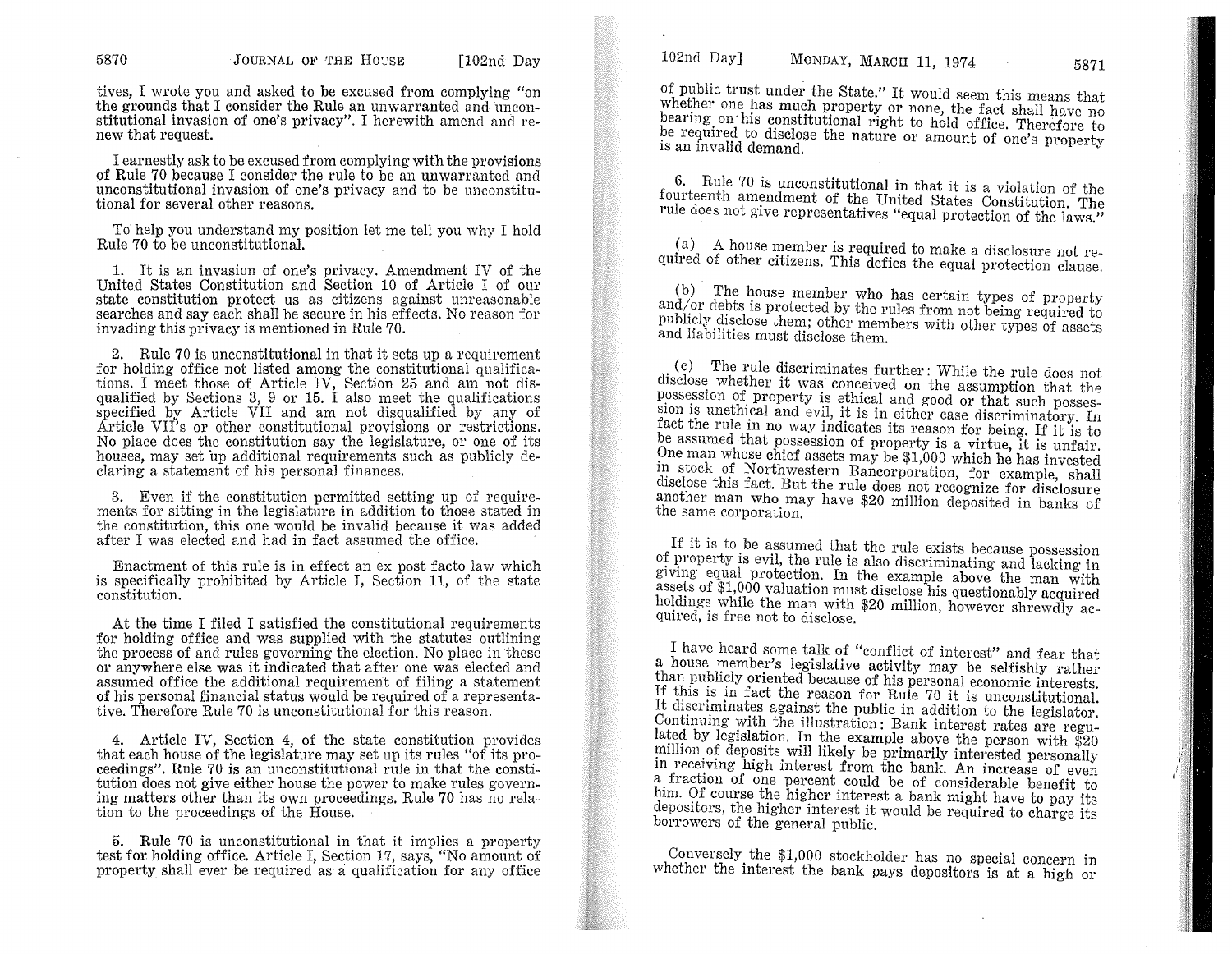tives, I wrote you and asked to be excused from complying "on the grounds that I consider the Rule an unwarranted and unconstitutional invasion of one's privacy". I herewith amend and renew that request.

I earnestly ask to be excused from complying with the provisions of Rule 70 because I consider the rule to be an unwarranted and unconstitutional invasion of one's privacy and to be unconstitutional for several other reasons.

To help you understand my position let me tell you why I hold Rule 70 to be unconstitutional.

1. It is an invasion of one's privacy. Amendment IV of the United States Constitution and Section 10 of Article I of our state constitution protect us as citizens against unreasonable searches and say each shall be secure in his effects. No reason for invading this privacy is mentioned in Rule 70.

2. Rule 70 is unconstitutional in that it sets up a requirement for holding office not listed among the constitutional qualifications. I meet those of Article IV, Section 25 and am not disqualified by Sections 3, 9 or 15. I also meet the qualifications specified by Article VII and am not disqualified by any of Article VII's or other constitutional provisions or restrictions. No place does the constitution say the legislature, or one of its houses, may set up additional requirements such as publicly declaring a statement of his personal finances.

3. Even if the constitution permitted setting up of requirements for sitting in the legislature in addition to those stated in the constitution, this one would be invalid because it was added after I was elected and had in fact assumed the office.

Enactment of this rule is in effect an ex post facto law which is specifically prohibited by Article I, Section 11, of the state constitution.

At the time I filed I satisfied the constitutional requirements for holding office and was supplied with the statutes outlining the process of and rules governing the election. No place in these or anywhere else was it indicated that after one was elected and assumed office the additional requirement of filing a statement of his personal financial status would be required of a representative. Therefore Rule 70 is unconstitutional for this reason.

4. Article IV, Section 4, of the state constitution provides that each house of the legislature may set up its rules "of its proceedings". Rule 70 is an unconstitutional rule in that the constitution does not give either house the power to make rules governing matters other than its own proceedings. Rule 70 has no relation to the proceedings of the House.

5. Rule 70 is unconstitutional in that it implies a property test for holding office. Article I, Section 17, says, "No amount of property shall ever be required as a qualification for any office of public trust under the State." It would seem this means that whether one has much property or none, the fact shall have no bearing on his constitutional right to hold office. Therefore to be required to disclose the nature or amount of one's property is an invalid demand.

6. Rule 70 is unconstitutional in that it is a violation of the fourteenth amendment of the United States Constitution. The rule does not give representatives "equal protection of the laws."

(a) A house member is required to make a disclosure not required of other citizens. This defies the equal protection clause.

(b) The house member who has certain types of property and/or debts is protected by the rules from not being required to publicly disclose them; other members with other types of assets and liabilities must disclose them.

(c) The rule discriminates further: While the rule does not disclose whether it was conceived on the assumption that the possession of property is ethical and good or that such possession is unethical and evil, it is in either case discriminatory. In fact the rule in no way indicates its reason for being. If it is to be assumed that possession of property is a virtue, it is unfair. One man whose chief assets may be $1,000 which he has invested in stock of Northwestern Bancorporation, for example, shall disclose this fact. But the rule does not recognize for disclosure another man who may have $20 million deposited in banks of the same corporation.

If it is to be assumed that the rule exists because possession of property is evil, the rule is also discriminating and lacking in giving equal protection. In the example above the man with assets of $1,000 valuation must disclose his questionably acquired holdings while the man with $20 million, however shrewdly acquired, is free not to disclose.

I have heard some talk of "conflict of interest" and fear that a house member's legislative activity may be selfishly rather than publicly oriented because of his personal economic interests. If this is in fact the reason for Rule 70 it is unconstitutional. It discriminates against the public in addition to the legislator. Continuing with the illustration: Bank interest rates are regulated by legislation. In the example above the person with $20 million of deposits will likely be primarily interested personally in receiving high interest from the bank. An increase of even a fraction of one percent could be of considerable benefit to him. Of course the higher interest a bank might have to pay its depositors, the higher interest it would be required to charge its borrowers of the general public.

Conversely the $1,000 stockholder has no special concern in whether the interest the bank pays depositors is at a high or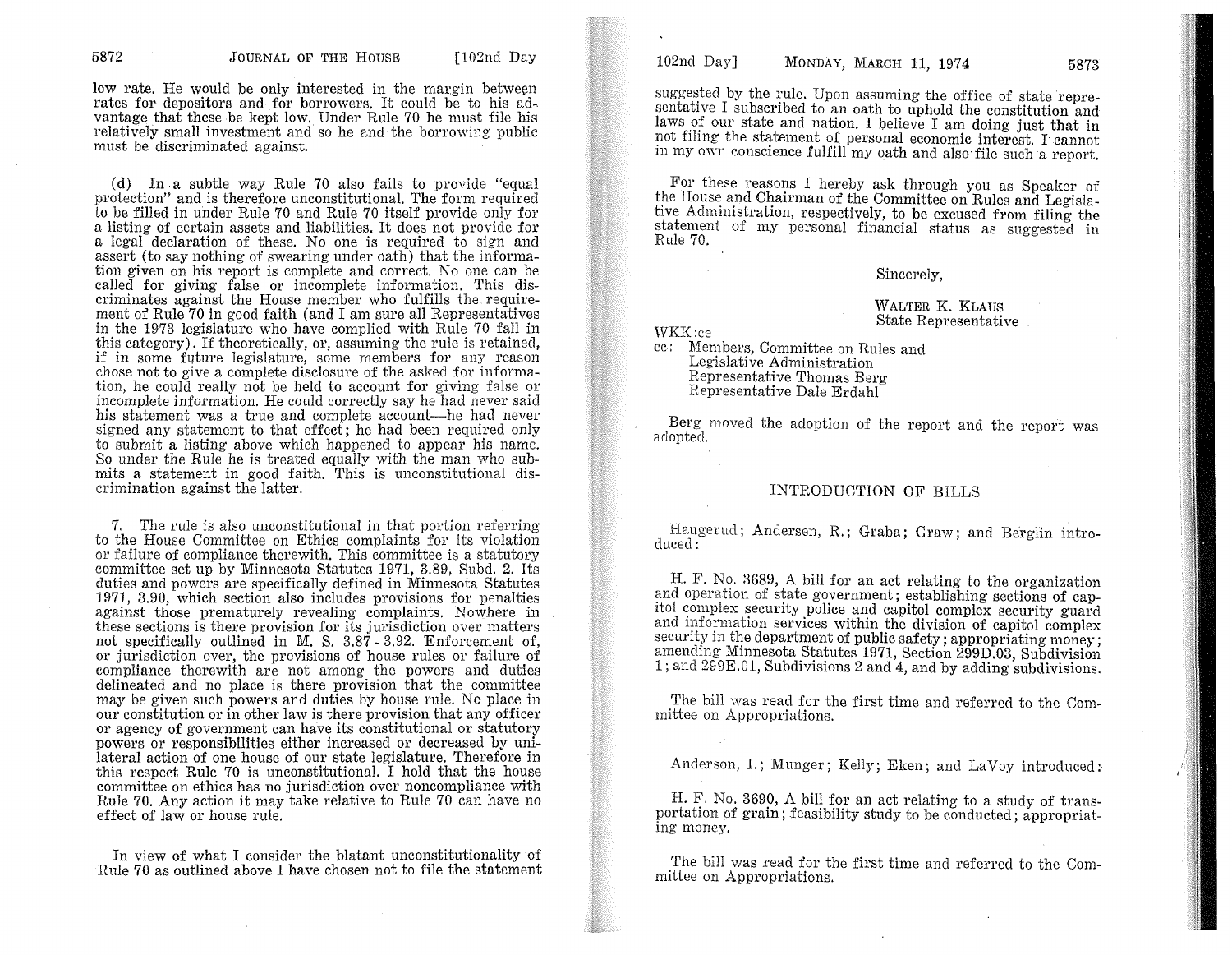low rate. He would be only interested in the margin between rates for depositors and for borrowers. It could be to his advantage that these be kept low. Under Rule 70 he must file his relatively small investment and so he and the borrowing public must be discriminated against.

(d) In a subtle way Rule 70 also fails to provide "equal protection" and is therefore unconstitutional. The form required to be filled in under Rule 70 and Rule 70 itself provide only for a listing of certain assets and liabilities. It does not provide for a legal declaration of these. No one is required to sign and assert (to say nothing of swearing under oath) that the information given on his report is complete and correct. No one can be called for giving false or incomplete information. This discriminates against the House member who fulfills the requirement of Rule 70 in good faith (and I am sure all Representatives in the 1973 legislature who have complied with Rule 70 fall in this category). If theoretically, or, assuming the rule is retained, if in some future legislature, some members for any reason chose not to give a complete disclosure of the asked for information, he could really not be held to account for giving false or incomplete information. He could correctly say he had never said his statement was a true and complete account—he had never signed any statement to that effect; he had been required only to submit a listing above which happened to appear his name. So under the Rule he is treated equally with the man who submits a statement in good faith. This is unconstitutional discrimination against the latter.

7. The rule is also unconstitutional in that portion referring to the House Committee on Ethics complaints for its violation or failure of compliance therewith. This committee is a statutory committee set up by Minnesota Statutes 1971, 3.89, Subd. 2. Its duties and powers are specifically defined in Minnesota Statutes 1971, 3.90, which section also includes provisions for penalties against those prematurely revealing complaints. Nowhere in these sections is there provision for its jurisdiction over matters not specifically outlined in M. S. 3.87 - 3.92. Enforcement of, or jurisdiction over, the provisions of house rules or failure of compliance therewith are not among the powers and duties delineated and no place is there provision that the committee may be given such powers and duties by house rule. No place in our constitution or in other law is there provision that any officer or agency of government can have its constitutional or statutory powers or responsibilities either increased or decreased by unilateral action of one house of our state legislature. Therefore in this respect Rule 70 is unconstitutional. I hold that the house committee on ethics has no jurisdiction over noncompliance with Rule 70. Any action it may take relative to Rule 70 can have no effect of law or house rule.

In view of what I consider the blatant unconstitutionality of Rule 70 as outlined above I have chosen not to file the statement suggested by the rule. Upon assuming the office of state representative I subscribed to an oath to uphold the constitution and laws of our state and nation. I believe I am doing just that in not filing the statement of personal economic interest. I cannot in my own conscience fulfill my oath and also file such a report.

For these reasons I hereby ask through you as Speaker of the House and Chairman of the Committee on Rules and Legislative Administration, respectively, to be excused from filing the statement of my personal financial status as suggested in Rule 70.

Sincerely,

WALTER K. KLAUS
State Representative

WKK:ce
cc: Members, Committee on Rules and Legislative Administration
Representative Thomas Berg
Representative Dale Erdahl

Berg moved the adoption of the report and the report was adopted.

## INTRODUCTION OF BILLS

Haugerud; Andersen, R.; Graba; Graw; and Berglin introduced:

H. F. No. 3689, A bill for an act relating to the organization and operation of state government; establishing sections of capitol complex security police and capitol complex security guard and information services within the division of capitol complex security in the department of public safety; appropriating money; amending Minnesota Statutes 1971, Section 299D.03, Subdivision 1; and 299E.01, Subdivisions 2 and 4, and by adding subdivisions.

The bill was read for the first time and referred to the Committee on Appropriations.

Anderson, I.; Munger; Kelly; Eken; and LaVoy introduced:

H. F. No. 3690, A bill for an act relating to a study of transportation of grain; feasibility study to be conducted; appropriating money.

The bill was read for the first time and referred to the Committee on Appropriations.